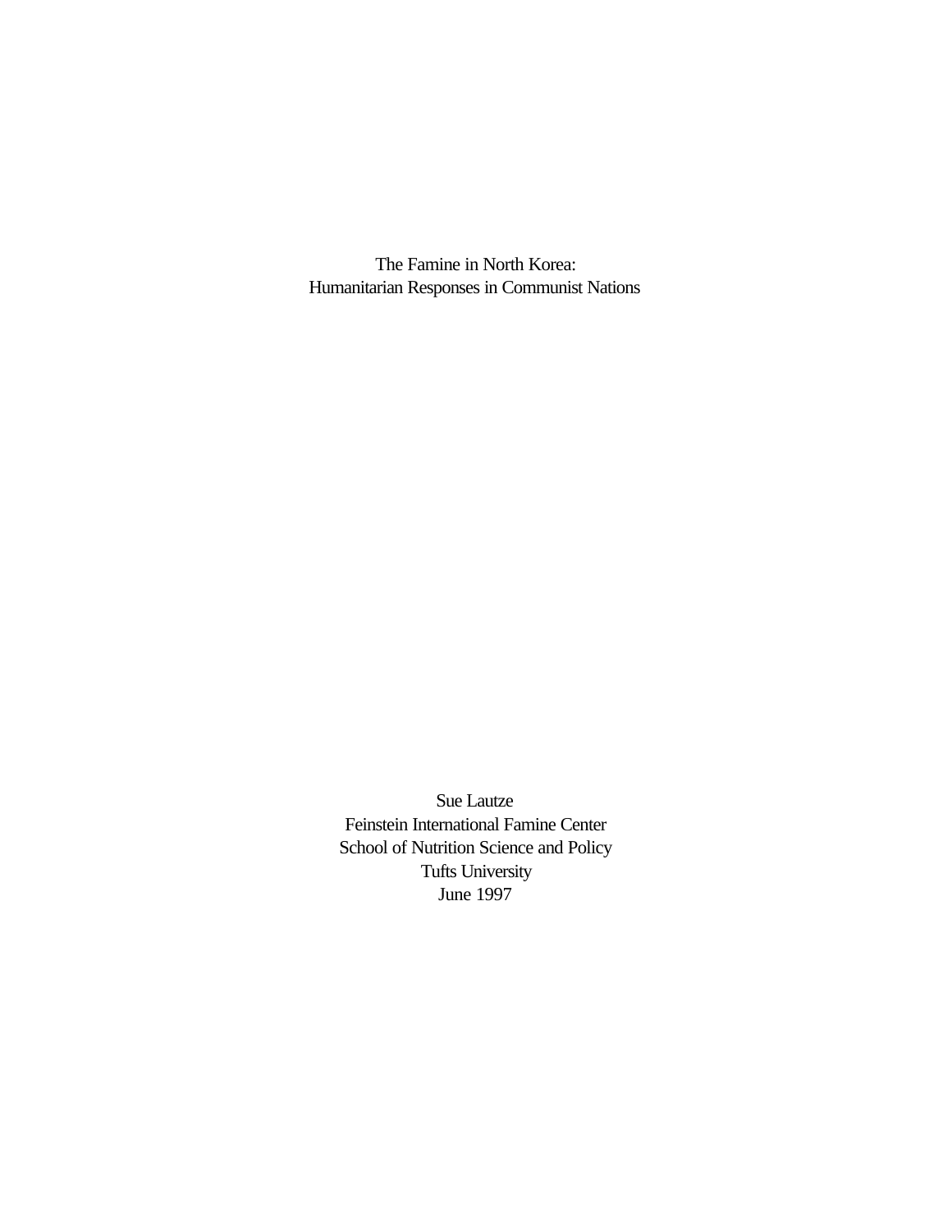# The Famine in North Korea:
# Humanitarian Responses in Communist Nations

Sue Lautze
Feinstein International Famine Center
School of Nutrition Science and Policy
Tufts University
June 1997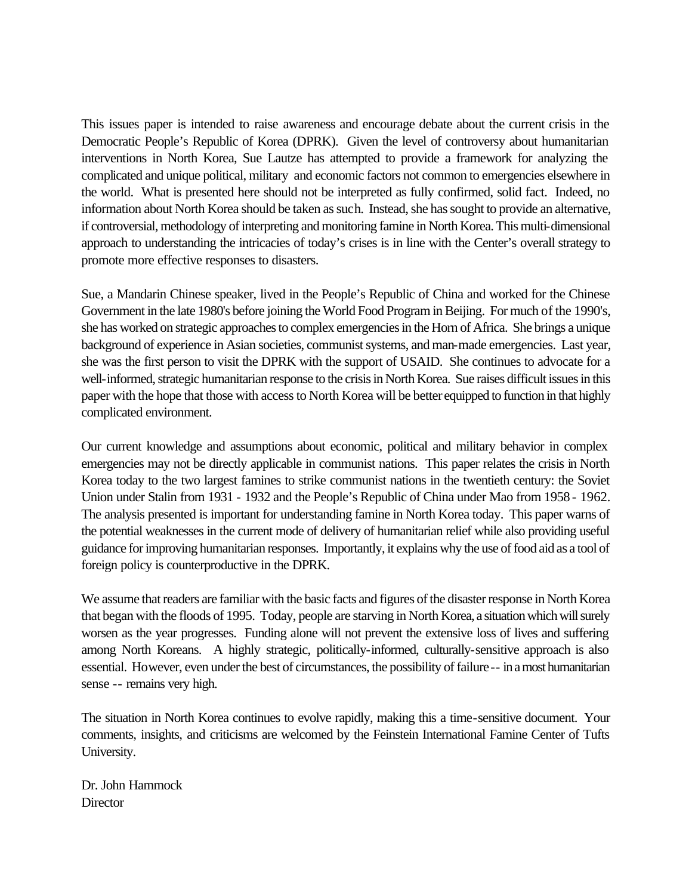This issues paper is intended to raise awareness and encourage debate about the current crisis in the Democratic People's Republic of Korea (DPRK). Given the level of controversy about humanitarian interventions in North Korea, Sue Lautze has attempted to provide a framework for analyzing the complicated and unique political, military and economic factors not common to emergencies elsewhere in the world. What is presented here should not be interpreted as fully confirmed, solid fact. Indeed, no information about North Korea should be taken as such. Instead, she has sought to provide an alternative, if controversial, methodology of interpreting and monitoring famine in North Korea. This multi-dimensional approach to understanding the intricacies of today's crises is in line with the Center's overall strategy to promote more effective responses to disasters.

Sue, a Mandarin Chinese speaker, lived in the People's Republic of China and worked for the Chinese Government in the late 1980's before joining the World Food Program in Beijing. For much of the 1990's, she has worked on strategic approaches to complex emergencies in the Horn of Africa. She brings a unique background of experience in Asian societies, communist systems, and man-made emergencies. Last year, she was the first person to visit the DPRK with the support of USAID. She continues to advocate for a well-informed, strategic humanitarian response to the crisis in North Korea. Sue raises difficult issues in this paper with the hope that those with access to North Korea will be better equipped to function in that highly complicated environment.

Our current knowledge and assumptions about economic, political and military behavior in complex emergencies may not be directly applicable in communist nations. This paper relates the crisis in North Korea today to the two largest famines to strike communist nations in the twentieth century: the Soviet Union under Stalin from 1931 - 1932 and the People's Republic of China under Mao from 1958 - 1962. The analysis presented is important for understanding famine in North Korea today. This paper warns of the potential weaknesses in the current mode of delivery of humanitarian relief while also providing useful guidance for improving humanitarian responses. Importantly, it explains why the use of food aid as a tool of foreign policy is counterproductive in the DPRK.

We assume that readers are familiar with the basic facts and figures of the disaster response in North Korea that began with the floods of 1995. Today, people are starving in North Korea, a situation which will surely worsen as the year progresses. Funding alone will not prevent the extensive loss of lives and suffering among North Koreans. A highly strategic, politically-informed, culturally-sensitive approach is also essential. However, even under the best of circumstances, the possibility of failure -- in a most humanitarian sense -- remains very high.

The situation in North Korea continues to evolve rapidly, making this a time-sensitive document. Your comments, insights, and criticisms are welcomed by the Feinstein International Famine Center of Tufts University.

Dr. John Hammock
Director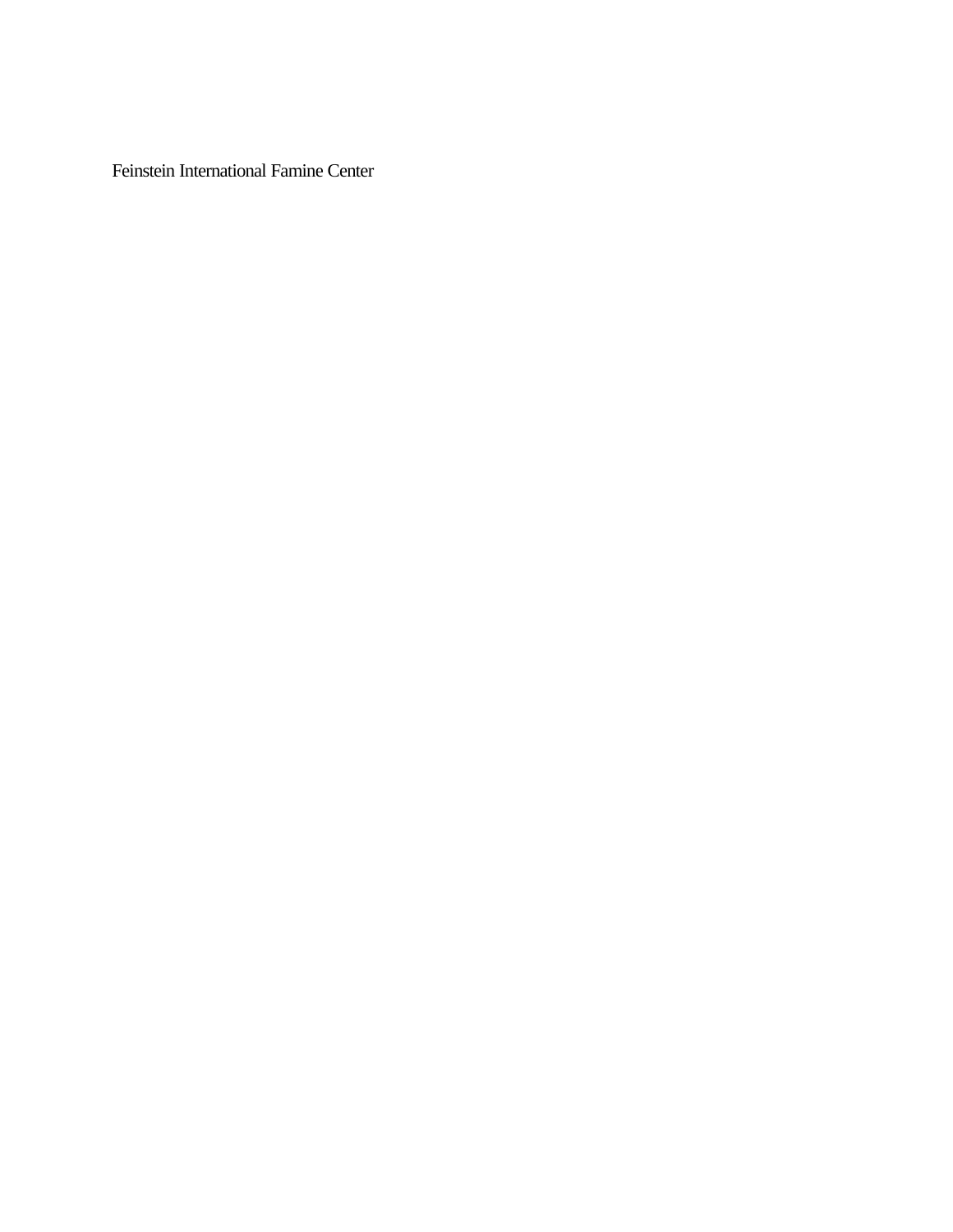Feinstein International Famine Center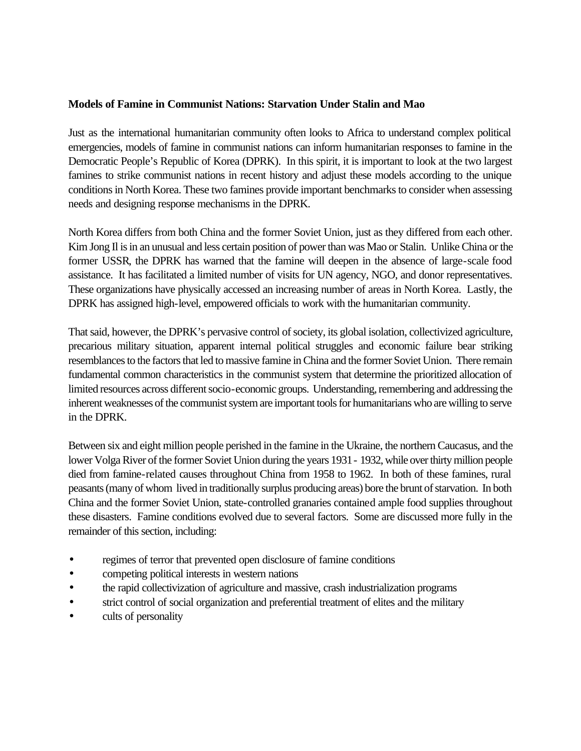**Models of Famine in Communist Nations: Starvation Under Stalin and Mao**

Just as the international humanitarian community often looks to Africa to understand complex political emergencies, models of famine in communist nations can inform humanitarian responses to famine in the Democratic People's Republic of Korea (DPRK). In this spirit, it is important to look at the two largest famines to strike communist nations in recent history and adjust these models according to the unique conditions in North Korea. These two famines provide important benchmarks to consider when assessing needs and designing response mechanisms in the DPRK.

North Korea differs from both China and the former Soviet Union, just as they differed from each other. Kim Jong Il is in an unusual and less certain position of power than was Mao or Stalin. Unlike China or the former USSR, the DPRK has warned that the famine will deepen in the absence of large-scale food assistance. It has facilitated a limited number of visits for UN agency, NGO, and donor representatives. These organizations have physically accessed an increasing number of areas in North Korea. Lastly, the DPRK has assigned high-level, empowered officials to work with the humanitarian community.

That said, however, the DPRK's pervasive control of society, its global isolation, collectivized agriculture, precarious military situation, apparent internal political struggles and economic failure bear striking resemblances to the factors that led to massive famine in China and the former Soviet Union. There remain fundamental common characteristics in the communist system that determine the prioritized allocation of limited resources across different socio-economic groups. Understanding, remembering and addressing the inherent weaknesses of the communist system are important tools for humanitarians who are willing to serve in the DPRK.

Between six and eight million people perished in the famine in the Ukraine, the northern Caucasus, and the lower Volga River of the former Soviet Union during the years 1931 - 1932, while over thirty million people died from famine-related causes throughout China from 1958 to 1962. In both of these famines, rural peasants (many of whom lived in traditionally surplus producing areas) bore the brunt of starvation. In both China and the former Soviet Union, state-controlled granaries contained ample food supplies throughout these disasters. Famine conditions evolved due to several factors. Some are discussed more fully in the remainder of this section, including:

- regimes of terror that prevented open disclosure of famine conditions
- competing political interests in western nations
- the rapid collectivization of agriculture and massive, crash industrialization programs
- strict control of social organization and preferential treatment of elites and the military
- cults of personality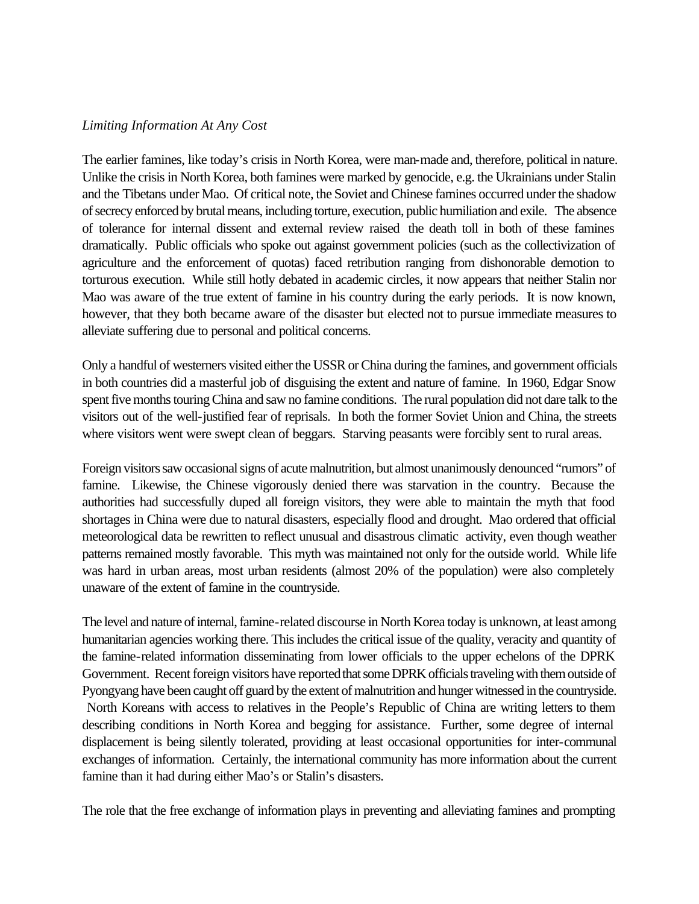*Limiting Information At Any Cost*

The earlier famines, like today's crisis in North Korea, were man-made and, therefore, political in nature. Unlike the crisis in North Korea, both famines were marked by genocide, e.g. the Ukrainians under Stalin and the Tibetans under Mao. Of critical note, the Soviet and Chinese famines occurred under the shadow of secrecy enforced by brutal means, including torture, execution, public humiliation and exile. The absence of tolerance for internal dissent and external review raised the death toll in both of these famines dramatically. Public officials who spoke out against government policies (such as the collectivization of agriculture and the enforcement of quotas) faced retribution ranging from dishonorable demotion to torturous execution. While still hotly debated in academic circles, it now appears that neither Stalin nor Mao was aware of the true extent of famine in his country during the early periods. It is now known, however, that they both became aware of the disaster but elected not to pursue immediate measures to alleviate suffering due to personal and political concerns.

Only a handful of westerners visited either the USSR or China during the famines, and government officials in both countries did a masterful job of disguising the extent and nature of famine. In 1960, Edgar Snow spent five months touring China and saw no famine conditions. The rural population did not dare talk to the visitors out of the well-justified fear of reprisals. In both the former Soviet Union and China, the streets where visitors went were swept clean of beggars. Starving peasants were forcibly sent to rural areas.

Foreign visitors saw occasional signs of acute malnutrition, but almost unanimously denounced "rumors" of famine. Likewise, the Chinese vigorously denied there was starvation in the country. Because the authorities had successfully duped all foreign visitors, they were able to maintain the myth that food shortages in China were due to natural disasters, especially flood and drought. Mao ordered that official meteorological data be rewritten to reflect unusual and disastrous climatic activity, even though weather patterns remained mostly favorable. This myth was maintained not only for the outside world. While life was hard in urban areas, most urban residents (almost 20% of the population) were also completely unaware of the extent of famine in the countryside.

The level and nature of internal, famine-related discourse in North Korea today is unknown, at least among humanitarian agencies working there. This includes the critical issue of the quality, veracity and quantity of the famine-related information disseminating from lower officials to the upper echelons of the DPRK Government. Recent foreign visitors have reported that some DPRK officials traveling with them outside of Pyongyang have been caught off guard by the extent of malnutrition and hunger witnessed in the countryside. North Koreans with access to relatives in the People's Republic of China are writing letters to them describing conditions in North Korea and begging for assistance. Further, some degree of internal displacement is being silently tolerated, providing at least occasional opportunities for inter-communal exchanges of information. Certainly, the international community has more information about the current famine than it had during either Mao's or Stalin's disasters.

The role that the free exchange of information plays in preventing and alleviating famines and prompting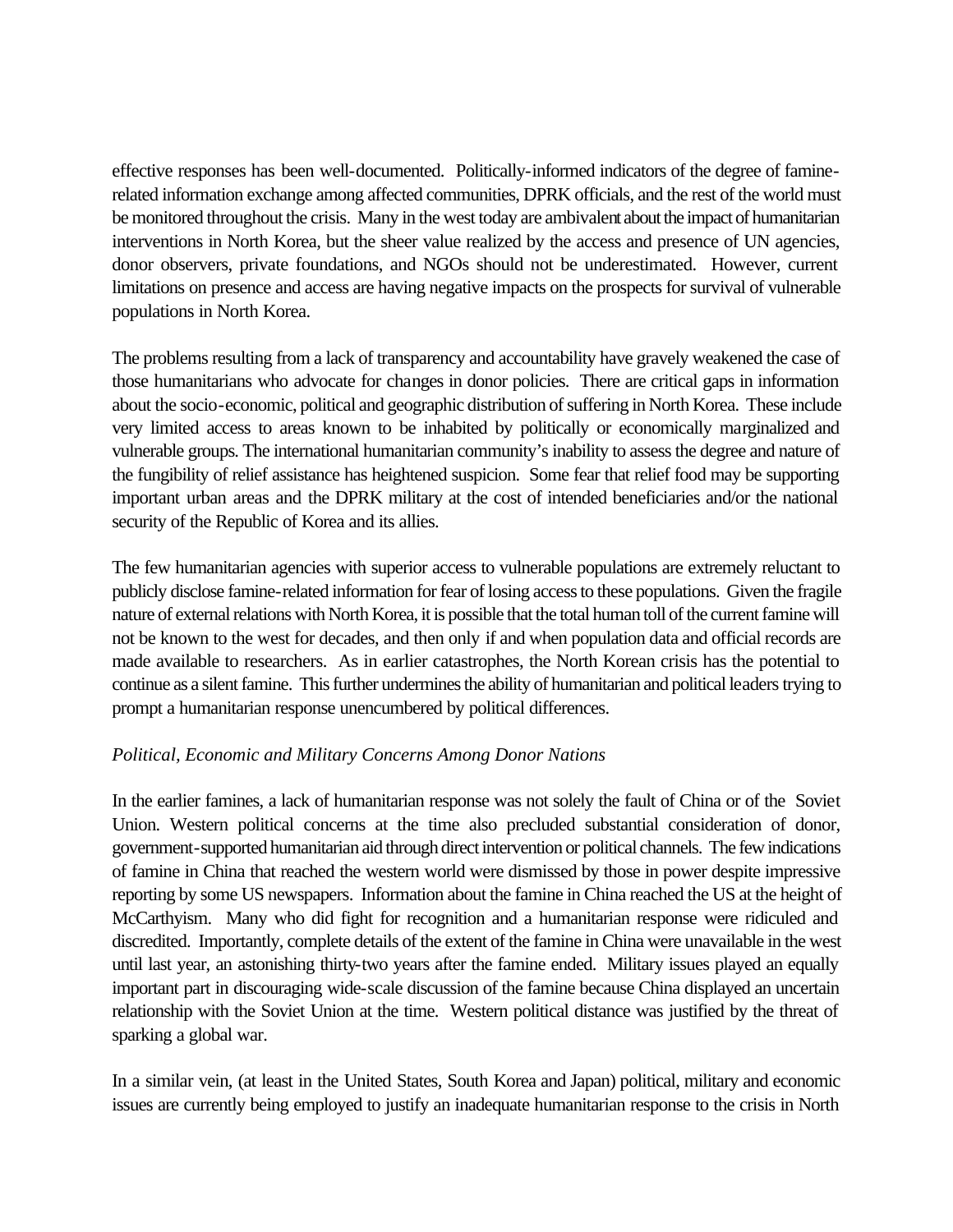effective responses has been well-documented. Politically-informed indicators of the degree of famine-related information exchange among affected communities, DPRK officials, and the rest of the world must be monitored throughout the crisis. Many in the west today are ambivalent about the impact of humanitarian interventions in North Korea, but the sheer value realized by the access and presence of UN agencies, donor observers, private foundations, and NGOs should not be underestimated. However, current limitations on presence and access are having negative impacts on the prospects for survival of vulnerable populations in North Korea.

The problems resulting from a lack of transparency and accountability have gravely weakened the case of those humanitarians who advocate for changes in donor policies. There are critical gaps in information about the socio-economic, political and geographic distribution of suffering in North Korea. These include very limited access to areas known to be inhabited by politically or economically marginalized and vulnerable groups. The international humanitarian community's inability to assess the degree and nature of the fungibility of relief assistance has heightened suspicion. Some fear that relief food may be supporting important urban areas and the DPRK military at the cost of intended beneficiaries and/or the national security of the Republic of Korea and its allies.

The few humanitarian agencies with superior access to vulnerable populations are extremely reluctant to publicly disclose famine-related information for fear of losing access to these populations. Given the fragile nature of external relations with North Korea, it is possible that the total human toll of the current famine will not be known to the west for decades, and then only if and when population data and official records are made available to researchers. As in earlier catastrophes, the North Korean crisis has the potential to continue as a silent famine. This further undermines the ability of humanitarian and political leaders trying to prompt a humanitarian response unencumbered by political differences.

*Political, Economic and Military Concerns Among Donor Nations*

In the earlier famines, a lack of humanitarian response was not solely the fault of China or of the Soviet Union. Western political concerns at the time also precluded substantial consideration of donor, government-supported humanitarian aid through direct intervention or political channels. The few indications of famine in China that reached the western world were dismissed by those in power despite impressive reporting by some US newspapers. Information about the famine in China reached the US at the height of McCarthyism. Many who did fight for recognition and a humanitarian response were ridiculed and discredited. Importantly, complete details of the extent of the famine in China were unavailable in the west until last year, an astonishing thirty-two years after the famine ended. Military issues played an equally important part in discouraging wide-scale discussion of the famine because China displayed an uncertain relationship with the Soviet Union at the time. Western political distance was justified by the threat of sparking a global war.

In a similar vein, (at least in the United States, South Korea and Japan) political, military and economic issues are currently being employed to justify an inadequate humanitarian response to the crisis in North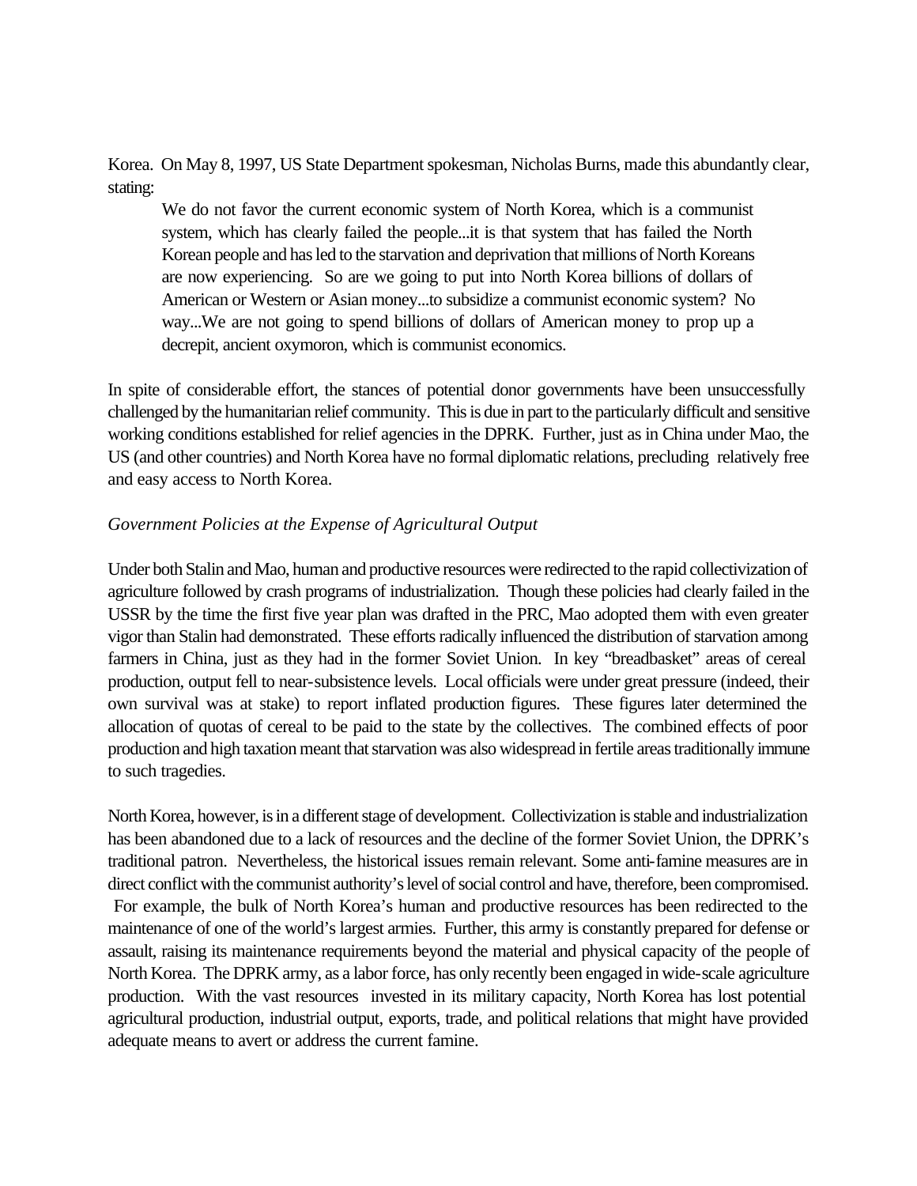Korea. On May 8, 1997, US State Department spokesman, Nicholas Burns, made this abundantly clear, stating:

> We do not favor the current economic system of North Korea, which is a communist system, which has clearly failed the people...it is that system that has failed the North Korean people and has led to the starvation and deprivation that millions of North Koreans are now experiencing. So are we going to put into North Korea billions of dollars of American or Western or Asian money...to subsidize a communist economic system? No way...We are not going to spend billions of dollars of American money to prop up a decrepit, ancient oxymoron, which is communist economics.

In spite of considerable effort, the stances of potential donor governments have been unsuccessfully challenged by the humanitarian relief community. This is due in part to the particularly difficult and sensitive working conditions established for relief agencies in the DPRK. Further, just as in China under Mao, the US (and other countries) and North Korea have no formal diplomatic relations, precluding relatively free and easy access to North Korea.

*Government Policies at the Expense of Agricultural Output*

Under both Stalin and Mao, human and productive resources were redirected to the rapid collectivization of agriculture followed by crash programs of industrialization. Though these policies had clearly failed in the USSR by the time the first five year plan was drafted in the PRC, Mao adopted them with even greater vigor than Stalin had demonstrated. These efforts radically influenced the distribution of starvation among farmers in China, just as they had in the former Soviet Union. In key "breadbasket" areas of cereal production, output fell to near-subsistence levels. Local officials were under great pressure (indeed, their own survival was at stake) to report inflated production figures. These figures later determined the allocation of quotas of cereal to be paid to the state by the collectives. The combined effects of poor production and high taxation meant that starvation was also widespread in fertile areas traditionally immune to such tragedies.

North Korea, however, is in a different stage of development. Collectivization is stable and industrialization has been abandoned due to a lack of resources and the decline of the former Soviet Union, the DPRK's traditional patron. Nevertheless, the historical issues remain relevant. Some anti-famine measures are in direct conflict with the communist authority's level of social control and have, therefore, been compromised. For example, the bulk of North Korea's human and productive resources has been redirected to the maintenance of one of the world's largest armies. Further, this army is constantly prepared for defense or assault, raising its maintenance requirements beyond the material and physical capacity of the people of North Korea. The DPRK army, as a labor force, has only recently been engaged in wide-scale agriculture production. With the vast resources invested in its military capacity, North Korea has lost potential agricultural production, industrial output, exports, trade, and political relations that might have provided adequate means to avert or address the current famine.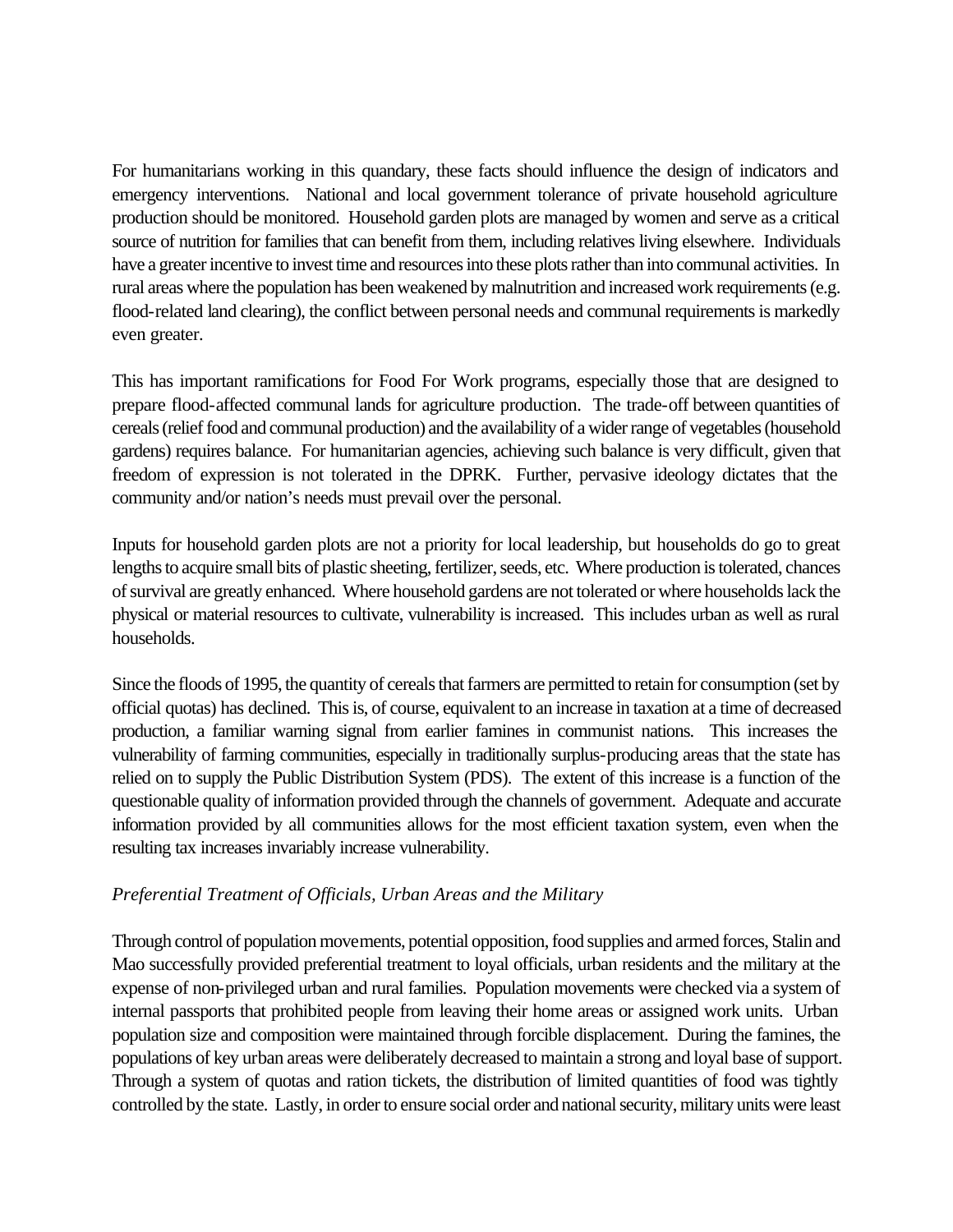For humanitarians working in this quandary, these facts should influence the design of indicators and emergency interventions. National and local government tolerance of private household agriculture production should be monitored. Household garden plots are managed by women and serve as a critical source of nutrition for families that can benefit from them, including relatives living elsewhere. Individuals have a greater incentive to invest time and resources into these plots rather than into communal activities. In rural areas where the population has been weakened by malnutrition and increased work requirements (e.g. flood-related land clearing), the conflict between personal needs and communal requirements is markedly even greater.

This has important ramifications for Food For Work programs, especially those that are designed to prepare flood-affected communal lands for agriculture production. The trade-off between quantities of cereals (relief food and communal production) and the availability of a wider range of vegetables (household gardens) requires balance. For humanitarian agencies, achieving such balance is very difficult, given that freedom of expression is not tolerated in the DPRK. Further, pervasive ideology dictates that the community and/or nation's needs must prevail over the personal.

Inputs for household garden plots are not a priority for local leadership, but households do go to great lengths to acquire small bits of plastic sheeting, fertilizer, seeds, etc. Where production is tolerated, chances of survival are greatly enhanced. Where household gardens are not tolerated or where households lack the physical or material resources to cultivate, vulnerability is increased. This includes urban as well as rural households.

Since the floods of 1995, the quantity of cereals that farmers are permitted to retain for consumption (set by official quotas) has declined. This is, of course, equivalent to an increase in taxation at a time of decreased production, a familiar warning signal from earlier famines in communist nations. This increases the vulnerability of farming communities, especially in traditionally surplus-producing areas that the state has relied on to supply the Public Distribution System (PDS). The extent of this increase is a function of the questionable quality of information provided through the channels of government. Adequate and accurate information provided by all communities allows for the most efficient taxation system, even when the resulting tax increases invariably increase vulnerability.

*Preferential Treatment of Officials, Urban Areas and the Military*

Through control of population movements, potential opposition, food supplies and armed forces, Stalin and Mao successfully provided preferential treatment to loyal officials, urban residents and the military at the expense of non-privileged urban and rural families. Population movements were checked via a system of internal passports that prohibited people from leaving their home areas or assigned work units. Urban population size and composition were maintained through forcible displacement. During the famines, the populations of key urban areas were deliberately decreased to maintain a strong and loyal base of support. Through a system of quotas and ration tickets, the distribution of limited quantities of food was tightly controlled by the state. Lastly, in order to ensure social order and national security, military units were least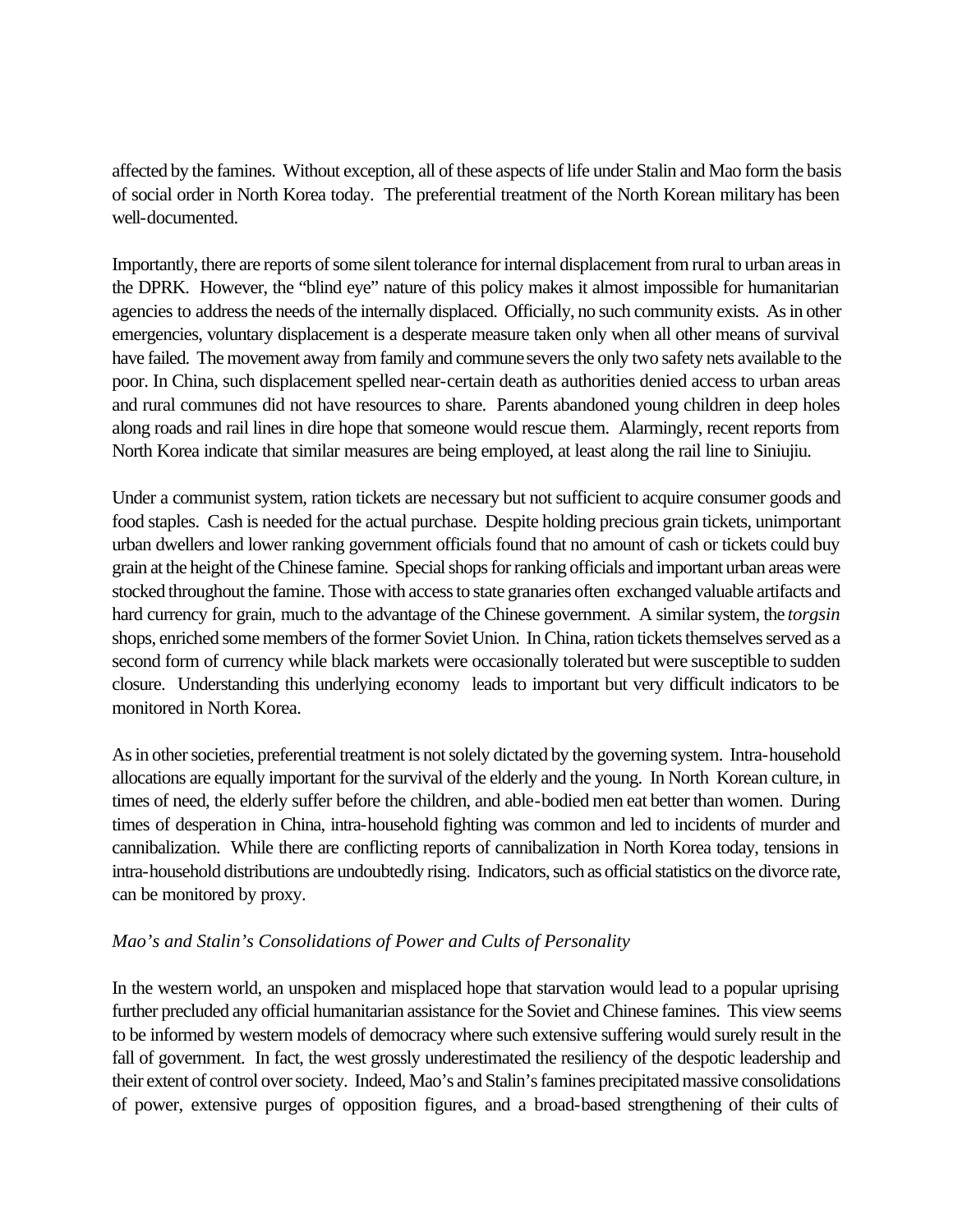affected by the famines. Without exception, all of these aspects of life under Stalin and Mao form the basis of social order in North Korea today. The preferential treatment of the North Korean military has been well-documented.

Importantly, there are reports of some silent tolerance for internal displacement from rural to urban areas in the DPRK. However, the "blind eye" nature of this policy makes it almost impossible for humanitarian agencies to address the needs of the internally displaced. Officially, no such community exists. As in other emergencies, voluntary displacement is a desperate measure taken only when all other means of survival have failed. The movement away from family and commune severs the only two safety nets available to the poor. In China, such displacement spelled near-certain death as authorities denied access to urban areas and rural communes did not have resources to share. Parents abandoned young children in deep holes along roads and rail lines in dire hope that someone would rescue them. Alarmingly, recent reports from North Korea indicate that similar measures are being employed, at least along the rail line to Siniujiu.

Under a communist system, ration tickets are necessary but not sufficient to acquire consumer goods and food staples. Cash is needed for the actual purchase. Despite holding precious grain tickets, unimportant urban dwellers and lower ranking government officials found that no amount of cash or tickets could buy grain at the height of the Chinese famine. Special shops for ranking officials and important urban areas were stocked throughout the famine. Those with access to state granaries often exchanged valuable artifacts and hard currency for grain, much to the advantage of the Chinese government. A similar system, the *torgsin* shops, enriched some members of the former Soviet Union. In China, ration tickets themselves served as a second form of currency while black markets were occasionally tolerated but were susceptible to sudden closure. Understanding this underlying economy leads to important but very difficult indicators to be monitored in North Korea.

As in other societies, preferential treatment is not solely dictated by the governing system. Intra-household allocations are equally important for the survival of the elderly and the young. In North Korean culture, in times of need, the elderly suffer before the children, and able-bodied men eat better than women. During times of desperation in China, intra-household fighting was common and led to incidents of murder and cannibalization. While there are conflicting reports of cannibalization in North Korea today, tensions in intra-household distributions are undoubtedly rising. Indicators, such as official statistics on the divorce rate, can be monitored by proxy.

### *Mao's and Stalin's Consolidations of Power and Cults of Personality*

In the western world, an unspoken and misplaced hope that starvation would lead to a popular uprising further precluded any official humanitarian assistance for the Soviet and Chinese famines. This view seems to be informed by western models of democracy where such extensive suffering would surely result in the fall of government. In fact, the west grossly underestimated the resiliency of the despotic leadership and their extent of control over society. Indeed, Mao's and Stalin's famines precipitated massive consolidations of power, extensive purges of opposition figures, and a broad-based strengthening of their cults of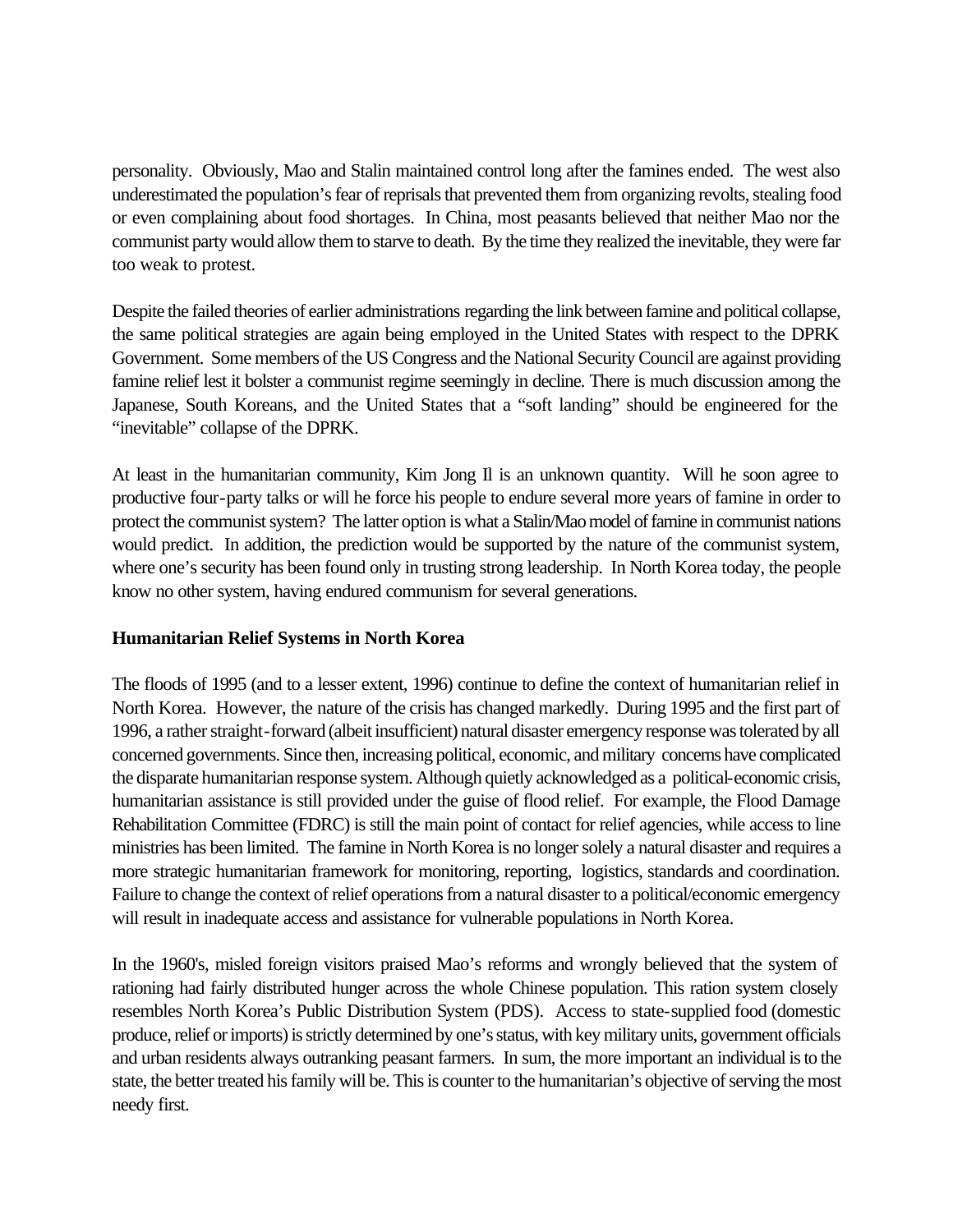personality. Obviously, Mao and Stalin maintained control long after the famines ended. The west also underestimated the population's fear of reprisals that prevented them from organizing revolts, stealing food or even complaining about food shortages. In China, most peasants believed that neither Mao nor the communist party would allow them to starve to death. By the time they realized the inevitable, they were far too weak to protest.

Despite the failed theories of earlier administrations regarding the link between famine and political collapse, the same political strategies are again being employed in the United States with respect to the DPRK Government. Some members of the US Congress and the National Security Council are against providing famine relief lest it bolster a communist regime seemingly in decline. There is much discussion among the Japanese, South Koreans, and the United States that a "soft landing" should be engineered for the "inevitable" collapse of the DPRK.

At least in the humanitarian community, Kim Jong Il is an unknown quantity. Will he soon agree to productive four-party talks or will he force his people to endure several more years of famine in order to protect the communist system? The latter option is what a Stalin/Mao model of famine in communist nations would predict. In addition, the prediction would be supported by the nature of the communist system, where one's security has been found only in trusting strong leadership. In North Korea today, the people know no other system, having endured communism for several generations.

**Humanitarian Relief Systems in North Korea**

The floods of 1995 (and to a lesser extent, 1996) continue to define the context of humanitarian relief in North Korea. However, the nature of the crisis has changed markedly. During 1995 and the first part of 1996, a rather straight-forward (albeit insufficient) natural disaster emergency response was tolerated by all concerned governments. Since then, increasing political, economic, and military concerns have complicated the disparate humanitarian response system. Although quietly acknowledged as a political-economic crisis, humanitarian assistance is still provided under the guise of flood relief. For example, the Flood Damage Rehabilitation Committee (FDRC) is still the main point of contact for relief agencies, while access to line ministries has been limited. The famine in North Korea is no longer solely a natural disaster and requires a more strategic humanitarian framework for monitoring, reporting, logistics, standards and coordination. Failure to change the context of relief operations from a natural disaster to a political/economic emergency will result in inadequate access and assistance for vulnerable populations in North Korea.

In the 1960's, misled foreign visitors praised Mao's reforms and wrongly believed that the system of rationing had fairly distributed hunger across the whole Chinese population. This ration system closely resembles North Korea's Public Distribution System (PDS). Access to state-supplied food (domestic produce, relief or imports) is strictly determined by one's status, with key military units, government officials and urban residents always outranking peasant farmers. In sum, the more important an individual is to the state, the better treated his family will be. This is counter to the humanitarian's objective of serving the most needy first.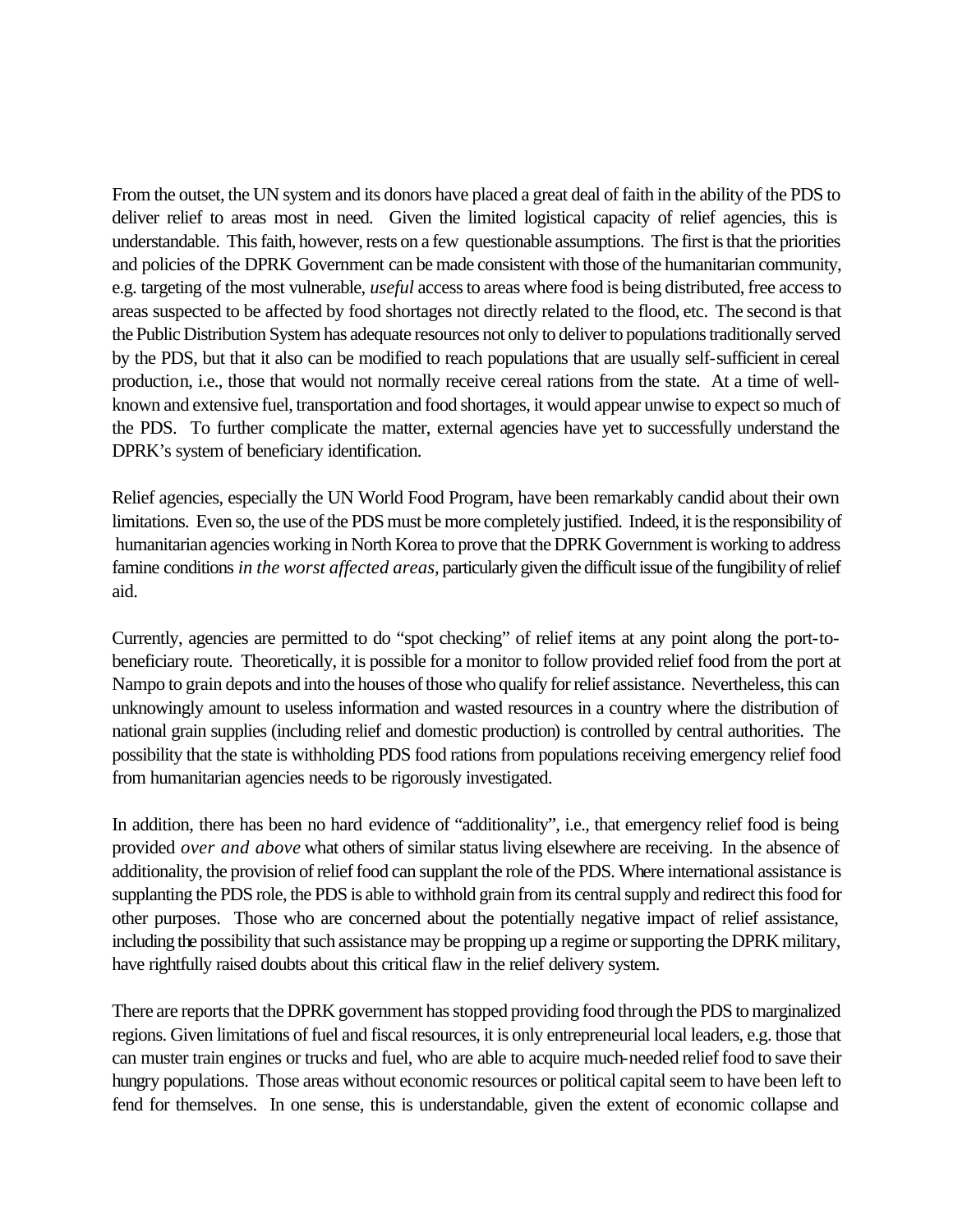From the outset, the UN system and its donors have placed a great deal of faith in the ability of the PDS to deliver relief to areas most in need. Given the limited logistical capacity of relief agencies, this is understandable. This faith, however, rests on a few questionable assumptions. The first is that the priorities and policies of the DPRK Government can be made consistent with those of the humanitarian community, e.g. targeting of the most vulnerable, *useful* access to areas where food is being distributed, free access to areas suspected to be affected by food shortages not directly related to the flood, etc. The second is that the Public Distribution System has adequate resources not only to deliver to populations traditionally served by the PDS, but that it also can be modified to reach populations that are usually self-sufficient in cereal production, i.e., those that would not normally receive cereal rations from the state. At a time of well-known and extensive fuel, transportation and food shortages, it would appear unwise to expect so much of the PDS. To further complicate the matter, external agencies have yet to successfully understand the DPRK's system of beneficiary identification.

Relief agencies, especially the UN World Food Program, have been remarkably candid about their own limitations. Even so, the use of the PDS must be more completely justified. Indeed, it is the responsibility of humanitarian agencies working in North Korea to prove that the DPRK Government is working to address famine conditions *in the worst affected areas*, particularly given the difficult issue of the fungibility of relief aid.

Currently, agencies are permitted to do "spot checking" of relief items at any point along the port-to-beneficiary route. Theoretically, it is possible for a monitor to follow provided relief food from the port at Nampo to grain depots and into the houses of those who qualify for relief assistance. Nevertheless, this can unknowingly amount to useless information and wasted resources in a country where the distribution of national grain supplies (including relief and domestic production) is controlled by central authorities. The possibility that the state is withholding PDS food rations from populations receiving emergency relief food from humanitarian agencies needs to be rigorously investigated.

In addition, there has been no hard evidence of "additionality", i.e., that emergency relief food is being provided *over and above* what others of similar status living elsewhere are receiving. In the absence of additionality, the provision of relief food can supplant the role of the PDS. Where international assistance is supplanting the PDS role, the PDS is able to withhold grain from its central supply and redirect this food for other purposes. Those who are concerned about the potentially negative impact of relief assistance, including the possibility that such assistance may be propping up a regime or supporting the DPRK military, have rightfully raised doubts about this critical flaw in the relief delivery system.

There are reports that the DPRK government has stopped providing food through the PDS to marginalized regions. Given limitations of fuel and fiscal resources, it is only entrepreneurial local leaders, e.g. those that can muster train engines or trucks and fuel, who are able to acquire much-needed relief food to save their hungry populations. Those areas without economic resources or political capital seem to have been left to fend for themselves. In one sense, this is understandable, given the extent of economic collapse and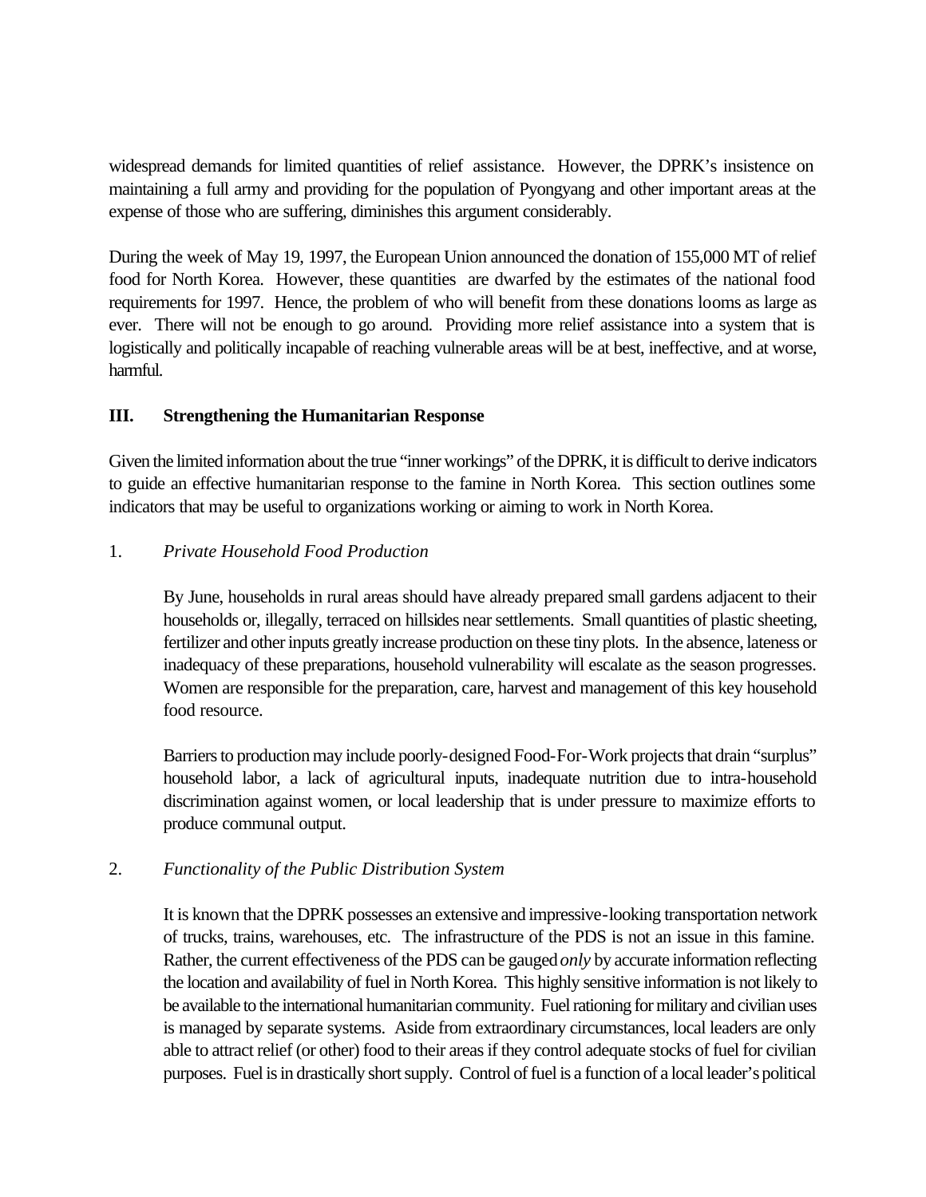widespread demands for limited quantities of relief assistance. However, the DPRK's insistence on maintaining a full army and providing for the population of Pyongyang and other important areas at the expense of those who are suffering, diminishes this argument considerably.

During the week of May 19, 1997, the European Union announced the donation of 155,000 MT of relief food for North Korea. However, these quantities are dwarfed by the estimates of the national food requirements for 1997. Hence, the problem of who will benefit from these donations looms as large as ever. There will not be enough to go around. Providing more relief assistance into a system that is logistically and politically incapable of reaching vulnerable areas will be at best, ineffective, and at worse, harmful.

## III. Strengthening the Humanitarian Response

Given the limited information about the true "inner workings" of the DPRK, it is difficult to derive indicators to guide an effective humanitarian response to the famine in North Korea. This section outlines some indicators that may be useful to organizations working or aiming to work in North Korea.

### 1. *Private Household Food Production*

By June, households in rural areas should have already prepared small gardens adjacent to their households or, illegally, terraced on hillsides near settlements. Small quantities of plastic sheeting, fertilizer and other inputs greatly increase production on these tiny plots. In the absence, lateness or inadequacy of these preparations, household vulnerability will escalate as the season progresses. Women are responsible for the preparation, care, harvest and management of this key household food resource.

Barriers to production may include poorly-designed Food-For-Work projects that drain "surplus" household labor, a lack of agricultural inputs, inadequate nutrition due to intra-household discrimination against women, or local leadership that is under pressure to maximize efforts to produce communal output.

### 2. *Functionality of the Public Distribution System*

It is known that the DPRK possesses an extensive and impressive-looking transportation network of trucks, trains, warehouses, etc. The infrastructure of the PDS is not an issue in this famine. Rather, the current effectiveness of the PDS can be gauged *only* by accurate information reflecting the location and availability of fuel in North Korea. This highly sensitive information is not likely to be available to the international humanitarian community. Fuel rationing for military and civilian uses is managed by separate systems. Aside from extraordinary circumstances, local leaders are only able to attract relief (or other) food to their areas if they control adequate stocks of fuel for civilian purposes. Fuel is in drastically short supply. Control of fuel is a function of a local leader's political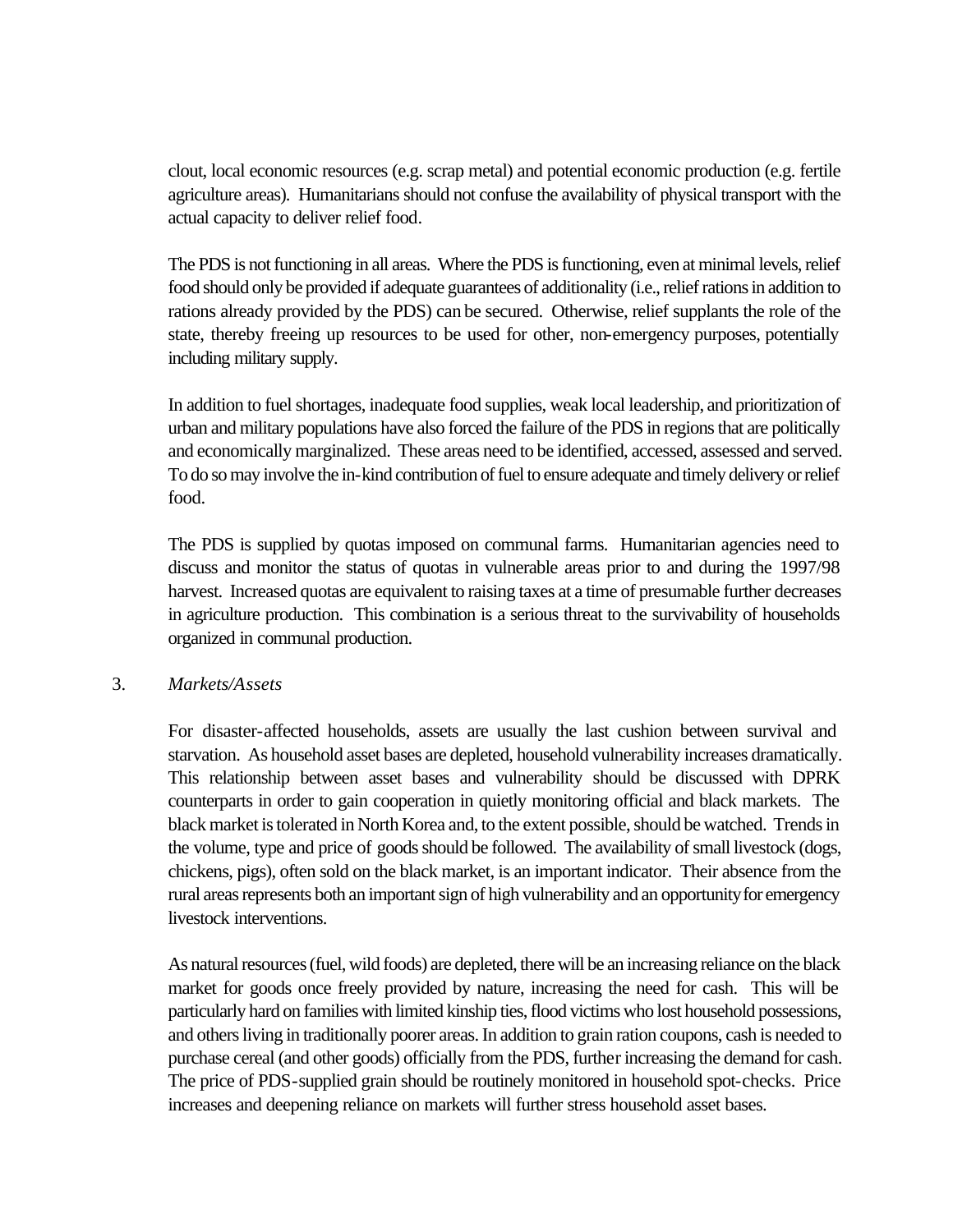clout, local economic resources (e.g. scrap metal) and potential economic production (e.g. fertile agriculture areas). Humanitarians should not confuse the availability of physical transport with the actual capacity to deliver relief food.

The PDS is not functioning in all areas. Where the PDS is functioning, even at minimal levels, relief food should only be provided if adequate guarantees of additionality (i.e., relief rations in addition to rations already provided by the PDS) can be secured. Otherwise, relief supplants the role of the state, thereby freeing up resources to be used for other, non-emergency purposes, potentially including military supply.

In addition to fuel shortages, inadequate food supplies, weak local leadership, and prioritization of urban and military populations have also forced the failure of the PDS in regions that are politically and economically marginalized. These areas need to be identified, accessed, assessed and served. To do so may involve the in-kind contribution of fuel to ensure adequate and timely delivery or relief food.

The PDS is supplied by quotas imposed on communal farms. Humanitarian agencies need to discuss and monitor the status of quotas in vulnerable areas prior to and during the 1997/98 harvest. Increased quotas are equivalent to raising taxes at a time of presumable further decreases in agriculture production. This combination is a serious threat to the survivability of households organized in communal production.

3. *Markets/Assets*

For disaster-affected households, assets are usually the last cushion between survival and starvation. As household asset bases are depleted, household vulnerability increases dramatically. This relationship between asset bases and vulnerability should be discussed with DPRK counterparts in order to gain cooperation in quietly monitoring official and black markets. The black market is tolerated in North Korea and, to the extent possible, should be watched. Trends in the volume, type and price of goods should be followed. The availability of small livestock (dogs, chickens, pigs), often sold on the black market, is an important indicator. Their absence from the rural areas represents both an important sign of high vulnerability and an opportunity for emergency livestock interventions.

As natural resources (fuel, wild foods) are depleted, there will be an increasing reliance on the black market for goods once freely provided by nature, increasing the need for cash. This will be particularly hard on families with limited kinship ties, flood victims who lost household possessions, and others living in traditionally poorer areas. In addition to grain ration coupons, cash is needed to purchase cereal (and other goods) officially from the PDS, further increasing the demand for cash. The price of PDS-supplied grain should be routinely monitored in household spot-checks. Price increases and deepening reliance on markets will further stress household asset bases.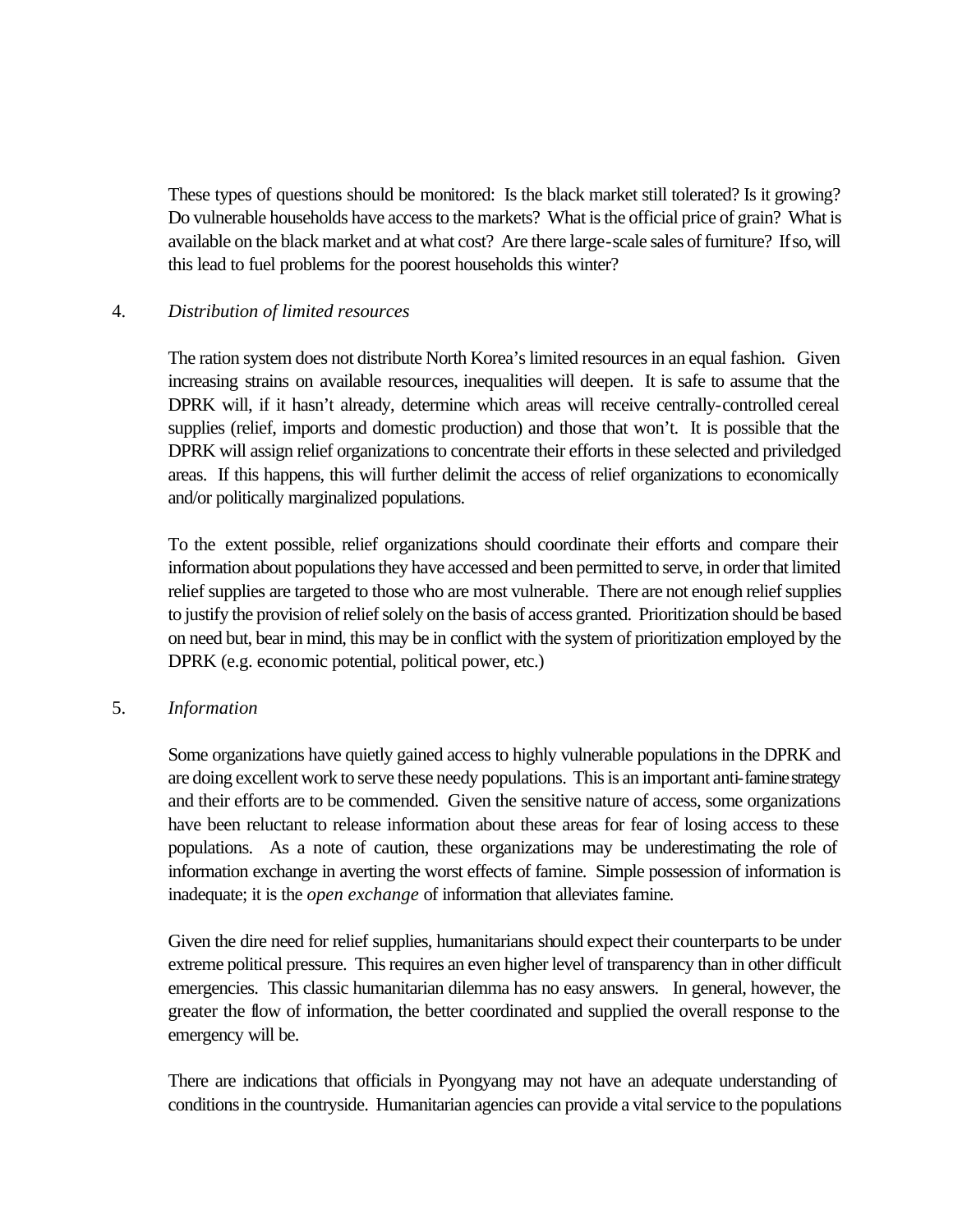These types of questions should be monitored: Is the black market still tolerated? Is it growing? Do vulnerable households have access to the markets? What is the official price of grain? What is available on the black market and at what cost? Are there large-scale sales of furniture? If so, will this lead to fuel problems for the poorest households this winter?

4. *Distribution of limited resources*

The ration system does not distribute North Korea's limited resources in an equal fashion. Given increasing strains on available resources, inequalities will deepen. It is safe to assume that the DPRK will, if it hasn't already, determine which areas will receive centrally-controlled cereal supplies (relief, imports and domestic production) and those that won't. It is possible that the DPRK will assign relief organizations to concentrate their efforts in these selected and priviledged areas. If this happens, this will further delimit the access of relief organizations to economically and/or politically marginalized populations.

To the extent possible, relief organizations should coordinate their efforts and compare their information about populations they have accessed and been permitted to serve, in order that limited relief supplies are targeted to those who are most vulnerable. There are not enough relief supplies to justify the provision of relief solely on the basis of access granted. Prioritization should be based on need but, bear in mind, this may be in conflict with the system of prioritization employed by the DPRK (e.g. economic potential, political power, etc.)

5. *Information*

Some organizations have quietly gained access to highly vulnerable populations in the DPRK and are doing excellent work to serve these needy populations. This is an important anti-famine strategy and their efforts are to be commended. Given the sensitive nature of access, some organizations have been reluctant to release information about these areas for fear of losing access to these populations. As a note of caution, these organizations may be underestimating the role of information exchange in averting the worst effects of famine. Simple possession of information is inadequate; it is the *open exchange* of information that alleviates famine.

Given the dire need for relief supplies, humanitarians should expect their counterparts to be under extreme political pressure. This requires an even higher level of transparency than in other difficult emergencies. This classic humanitarian dilemma has no easy answers. In general, however, the greater the flow of information, the better coordinated and supplied the overall response to the emergency will be.

There are indications that officials in Pyongyang may not have an adequate understanding of conditions in the countryside. Humanitarian agencies can provide a vital service to the populations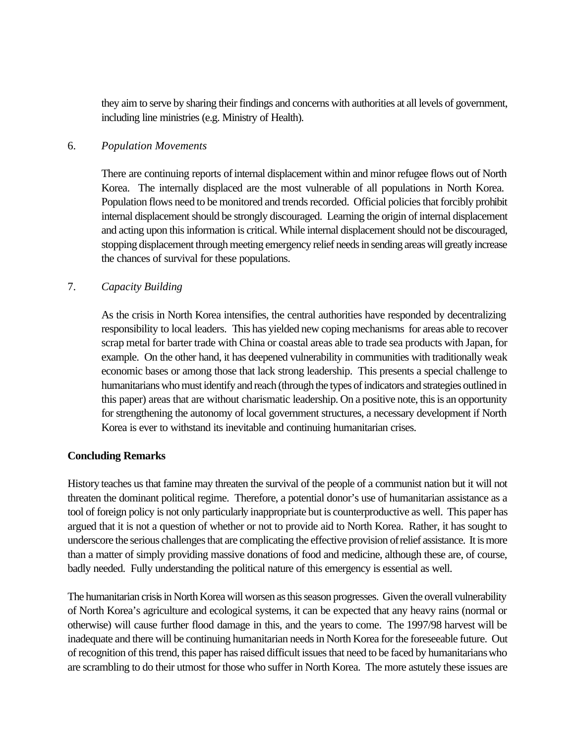they aim to serve by sharing their findings and concerns with authorities at all levels of government, including line ministries (e.g. Ministry of Health).

6. *Population Movements*

There are continuing reports of internal displacement within and minor refugee flows out of North Korea. The internally displaced are the most vulnerable of all populations in North Korea. Population flows need to be monitored and trends recorded. Official policies that forcibly prohibit internal displacement should be strongly discouraged. Learning the origin of internal displacement and acting upon this information is critical. While internal displacement should not be discouraged, stopping displacement through meeting emergency relief needs in sending areas will greatly increase the chances of survival for these populations.

7. *Capacity Building*

As the crisis in North Korea intensifies, the central authorities have responded by decentralizing responsibility to local leaders. This has yielded new coping mechanisms for areas able to recover scrap metal for barter trade with China or coastal areas able to trade sea products with Japan, for example. On the other hand, it has deepened vulnerability in communities with traditionally weak economic bases or among those that lack strong leadership. This presents a special challenge to humanitarians who must identify and reach (through the types of indicators and strategies outlined in this paper) areas that are without charismatic leadership. On a positive note, this is an opportunity for strengthening the autonomy of local government structures, a necessary development if North Korea is ever to withstand its inevitable and continuing humanitarian crises.

**Concluding Remarks**

History teaches us that famine may threaten the survival of the people of a communist nation but it will not threaten the dominant political regime. Therefore, a potential donor's use of humanitarian assistance as a tool of foreign policy is not only particularly inappropriate but is counterproductive as well. This paper has argued that it is not a question of whether or not to provide aid to North Korea. Rather, it has sought to underscore the serious challenges that are complicating the effective provision of relief assistance. It is more than a matter of simply providing massive donations of food and medicine, although these are, of course, badly needed. Fully understanding the political nature of this emergency is essential as well.

The humanitarian crisis in North Korea will worsen as this season progresses. Given the overall vulnerability of North Korea's agriculture and ecological systems, it can be expected that any heavy rains (normal or otherwise) will cause further flood damage in this, and the years to come. The 1997/98 harvest will be inadequate and there will be continuing humanitarian needs in North Korea for the foreseeable future. Out of recognition of this trend, this paper has raised difficult issues that need to be faced by humanitarians who are scrambling to do their utmost for those who suffer in North Korea. The more astutely these issues are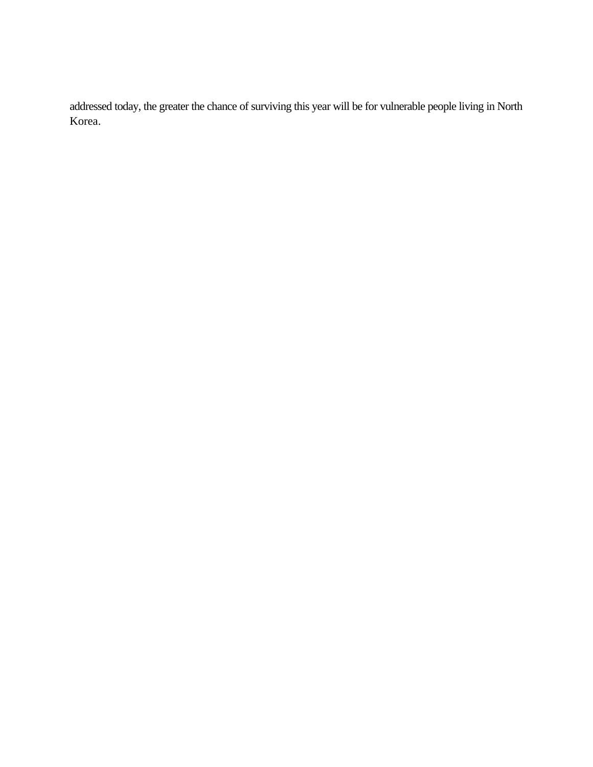addressed today, the greater the chance of surviving this year will be for vulnerable people living in North Korea.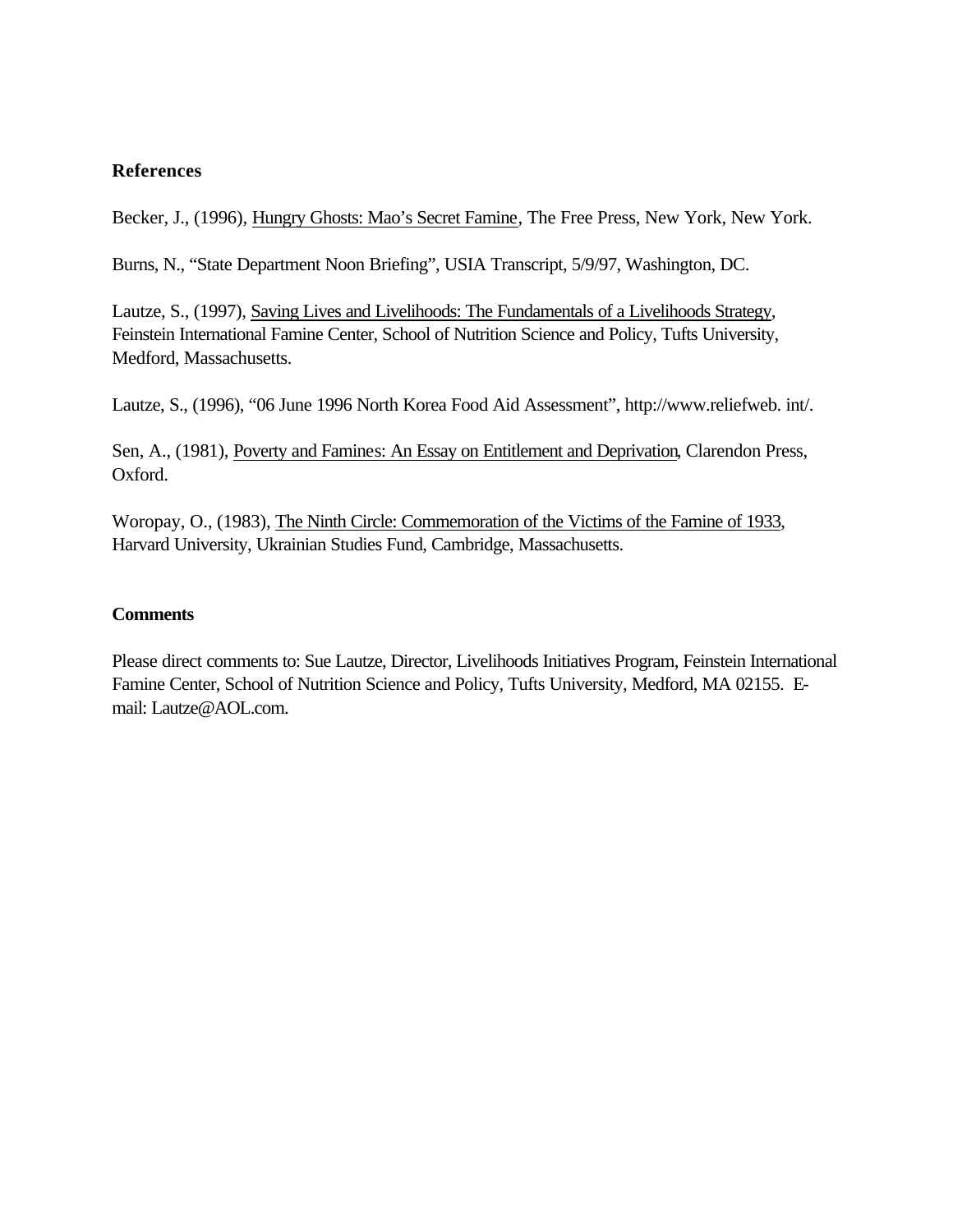## References

Becker, J., (1996), Hungry Ghosts: Mao's Secret Famine, The Free Press, New York, New York.

Burns, N., "State Department Noon Briefing", USIA Transcript, 5/9/97, Washington, DC.

Lautze, S., (1997), Saving Lives and Livelihoods: The Fundamentals of a Livelihoods Strategy, Feinstein International Famine Center, School of Nutrition Science and Policy, Tufts University, Medford, Massachusetts.

Lautze, S., (1996), "06 June 1996 North Korea Food Aid Assessment", http://www.reliefweb. int/.

Sen, A., (1981), Poverty and Famines: An Essay on Entitlement and Deprivation, Clarendon Press, Oxford.

Woropay, O., (1983), The Ninth Circle: Commemoration of the Victims of the Famine of 1933, Harvard University, Ukrainian Studies Fund, Cambridge, Massachusetts.

## Comments

Please direct comments to: Sue Lautze, Director, Livelihoods Initiatives Program, Feinstein International Famine Center, School of Nutrition Science and Policy, Tufts University, Medford, MA 02155. E-mail: Lautze@AOL.com.